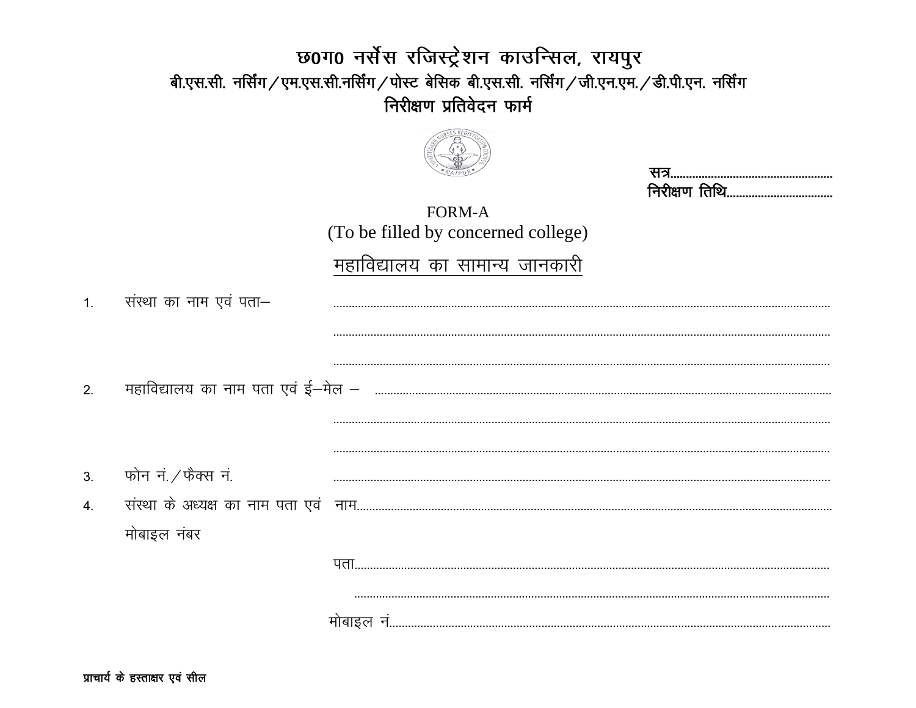# छ0ग0 नर्सेस रजिस्ट्रेशन काउन्सिल, रायपुर

## बी.एस.सी. नर्सिंग / एम.एस.सी.नर्सिंग / पोस्ट बेसिक बी.एस.सी. नर्सिंग / जी.एन.एम. / डी.पी.एन. नर्सिंग

## निरीक्षण प्रतिवेदन फार्म

सत्र....................................................

निरीक्षण तिथि..................................

FORM-A

(To be filled by concerned college)

### महाविद्यालय का सामान्य जानकारी

1. संस्था का नाम एवं पता– ..............................................................................................................................................

   ..............................................................................................................................................

   ..............................................................................................................................................

2. महाविद्यालय का नाम पता एवं ई–मेल – ..............................................................................................................................................

   ..............................................................................................................................................

   ..............................................................................................................................................

3. फोन नं. / फैक्स नं. ..............................................................................................................................................

4. संस्था के अध्यक्ष का नाम पता एवं मोबाइल नंबर

   नाम......................................................................................................................................

   पता......................................................................................................................................

   ..............................................................................................................................................

   मोबाइल नं..............................................................................................................................

**प्राचार्य के हस्ताक्षर एवं सील**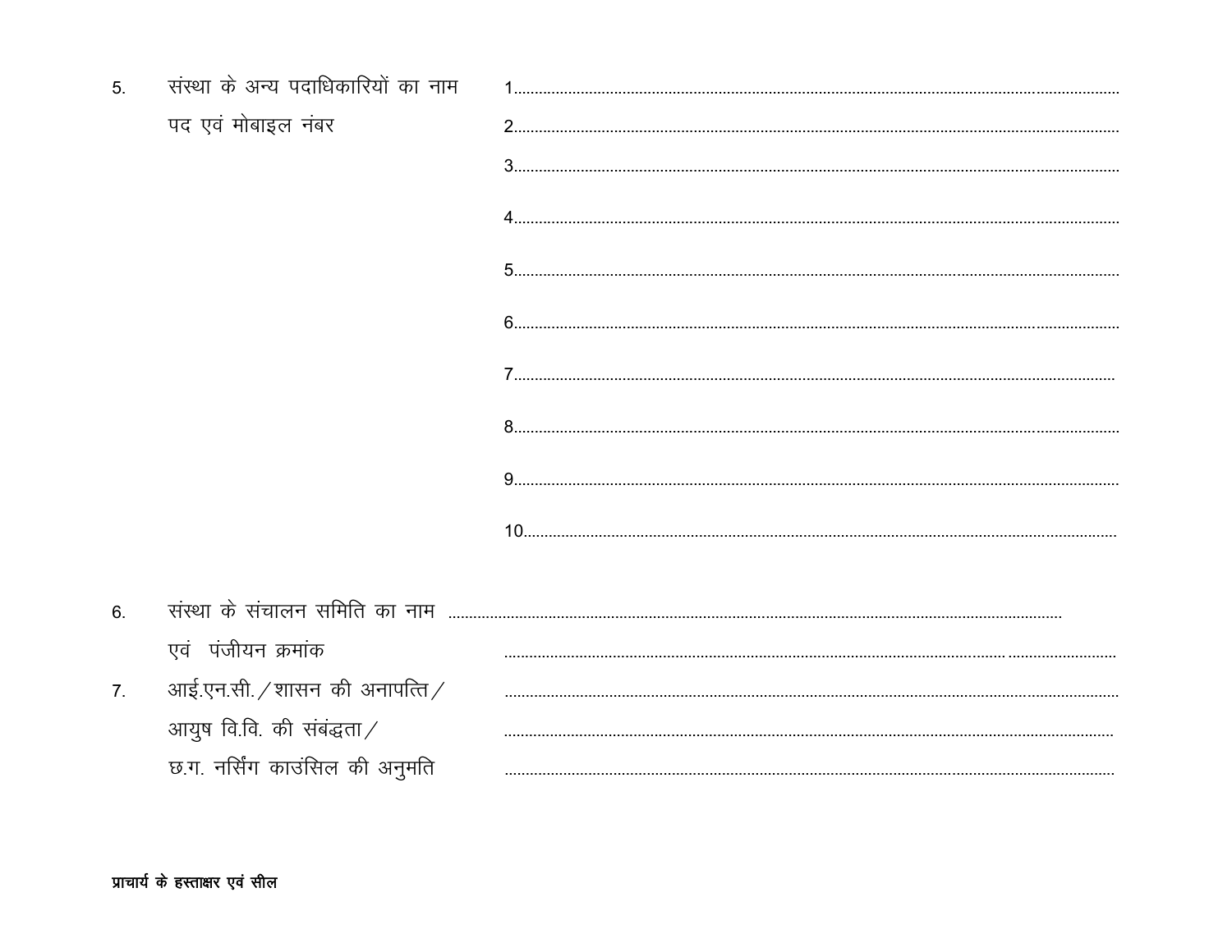5. संस्था के अन्य पदाधिकारियों का नाम पद एवं मोबाइल नंबर

1...........................................................................................................................................

2...........................................................................................................................................

3...........................................................................................................................................

4...........................................................................................................................................

5...........................................................................................................................................

6...........................................................................................................................................

7...........................................................................................................................................

8...........................................................................................................................................

9...........................................................................................................................................

10.........................................................................................................................................

6. संस्था के संचालन समिति का नाम ...........................................................................................................................

एवं पंजीयन क्रमांक ...........................................................................................................................................

7. आई.एन.सी. / शासन की अनापत्ति / ...........................................................................................................

आयुष वि.वि. की संबंद्धता / ...........................................................................................................................

छ.ग. नर्सिंग काउंसिल की अनुमति ...............................................................................................................

**प्राचार्य के हस्ताक्षर एवं सील**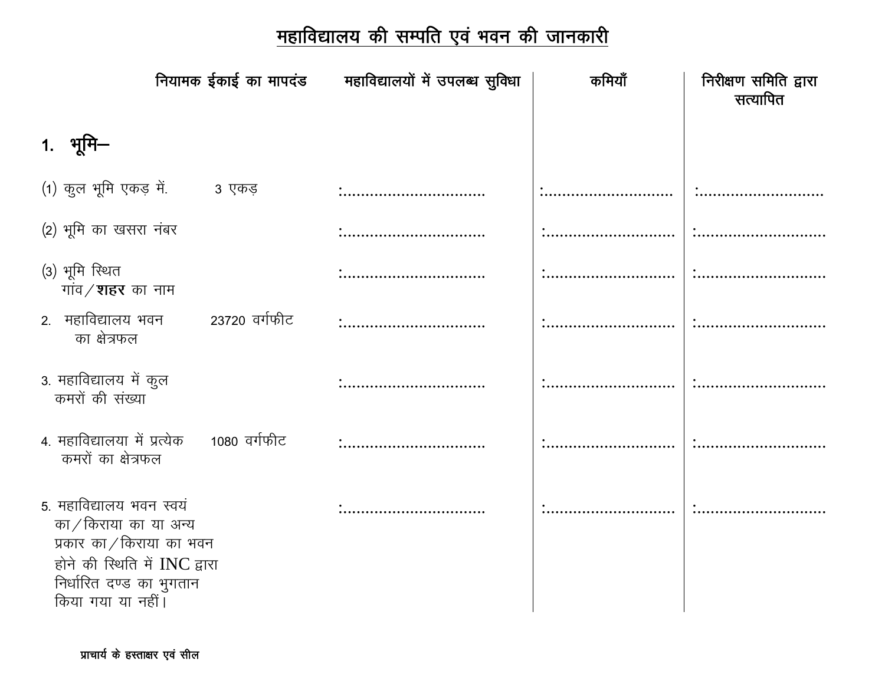# महाविद्यालय की सम्पति एवं भवन की जानकारी

| | नियामक ईकाई का मापदंड | महाविद्यालयों में उपलब्ध सुविधा | कमियाँ | निरीक्षण समिति द्वारा सत्यापित |
|---|---|---|---|---|
| **1. भूमि–** | | | | |
| (1) कुल भूमि एकड़ में. | 3 एकड़ | :............................... | :............................ | :............................ |
| (2) भूमि का खसरा नंबर | | :............................... | :............................ | :............................ |
| (3) भूमि स्थित गांव/**शहर** का नाम | | :............................... | :............................ | :............................ |
| 2. महाविद्यालय भवन का क्षेत्रफल | 23720 वर्गफीट | :............................... | :............................ | :............................ |
| 3. महाविद्यालय में कुल कमरों की संख्या | | :............................... | :............................ | :............................ |
| 4. महाविद्यालया में प्रत्येक कमरों का क्षेत्रफल | 1080 वर्गफीट | :............................... | :............................ | :............................ |
| 5. महाविद्यालय भवन स्वयं का/किराया का या अन्य प्रकार का/किराया का भवन होने की स्थिति में INC द्वारा निर्धारित दण्ड का भुगतान किया गया या नहीं। | | :............................... | :............................ | :............................ |

**प्राचार्य के हस्ताक्षर एवं सील**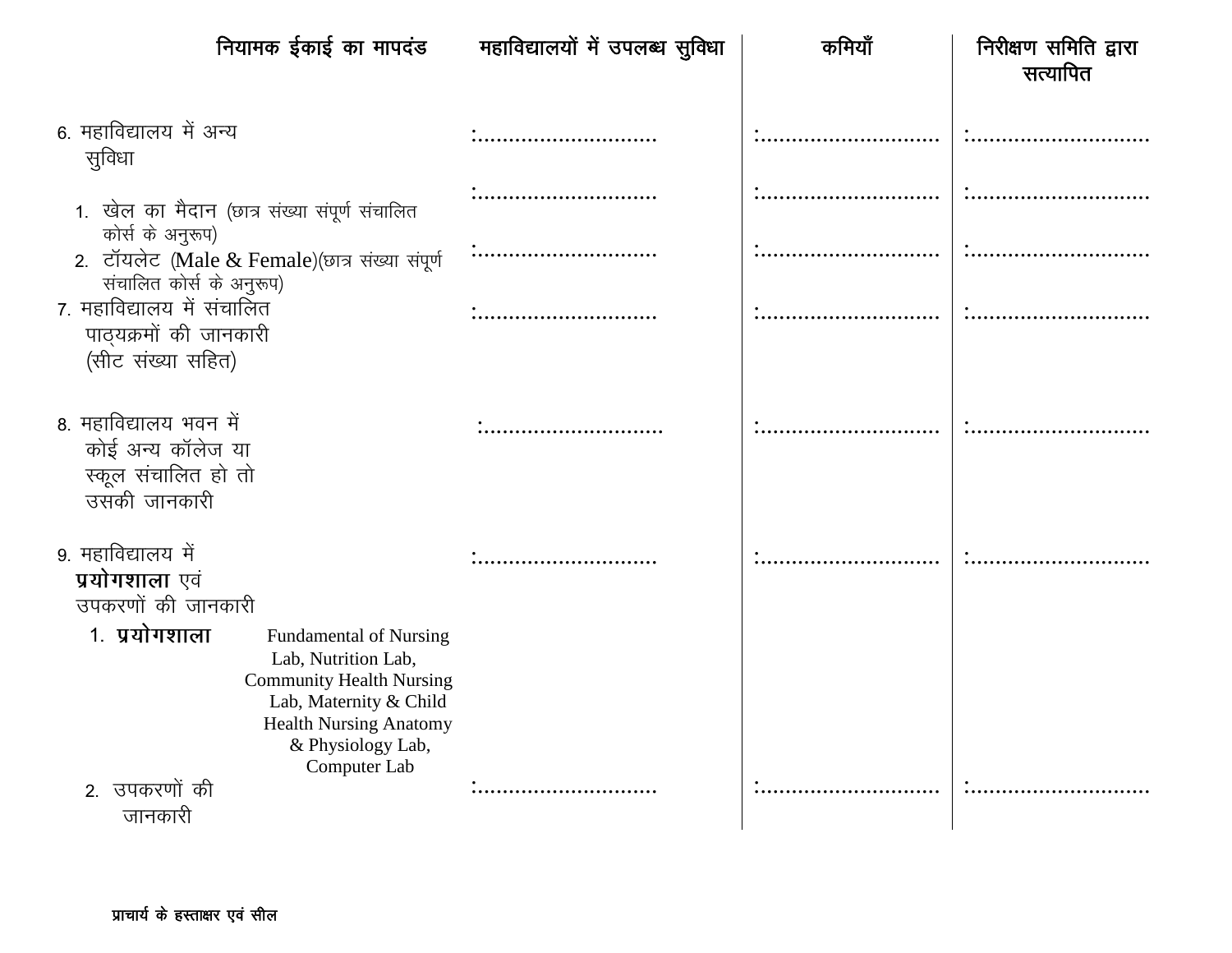| नियामक ईकाई का मापदंड | महाविद्यालयों में उपलब्ध सुविधा | कमियाँ | निरीक्षण समिति द्वारा सत्यापित |
|---|---|---|---|
| 6. महाविद्यालय में अन्य सुविधा | :............................. | :............................. | :............................. |
| 1. खेल का मैदान (छात्र संख्या संपूर्ण संचालित कोर्स के अनुरूप) | :............................. | :............................. | :............................. |
| 2. टॉयलेट (Male & Female)(छात्र संख्या संपूर्ण संचालित कोर्स के अनुरूप) | :............................. | :............................. | :............................. |
| 7. महाविद्यालय में संचालित पाठ्यक्रमों की जानकारी (सीट संख्या सहित) | :............................. | :............................. | :............................. |
| 8. महाविद्यालय भवन में कोई अन्य कॉलेज या स्कूल संचालित हो तो उसकी जानकारी | :............................. | :............................. | :............................. |
| 9. महाविद्यालय में **प्रयोगशाला** एवं उपकरणों की जानकारी | :............................. | :............................. | :............................. |
| 1. **प्रयोगशाला** Fundamental of Nursing Lab, Nutrition Lab, Community Health Nursing Lab, Maternity & Child Health Nursing Anatomy & Physiology Lab, Computer Lab | | | |
| 2. उपकरणों की जानकारी | :............................. | :............................. | :............................. |

प्राचार्य के हस्ताक्षर एवं सील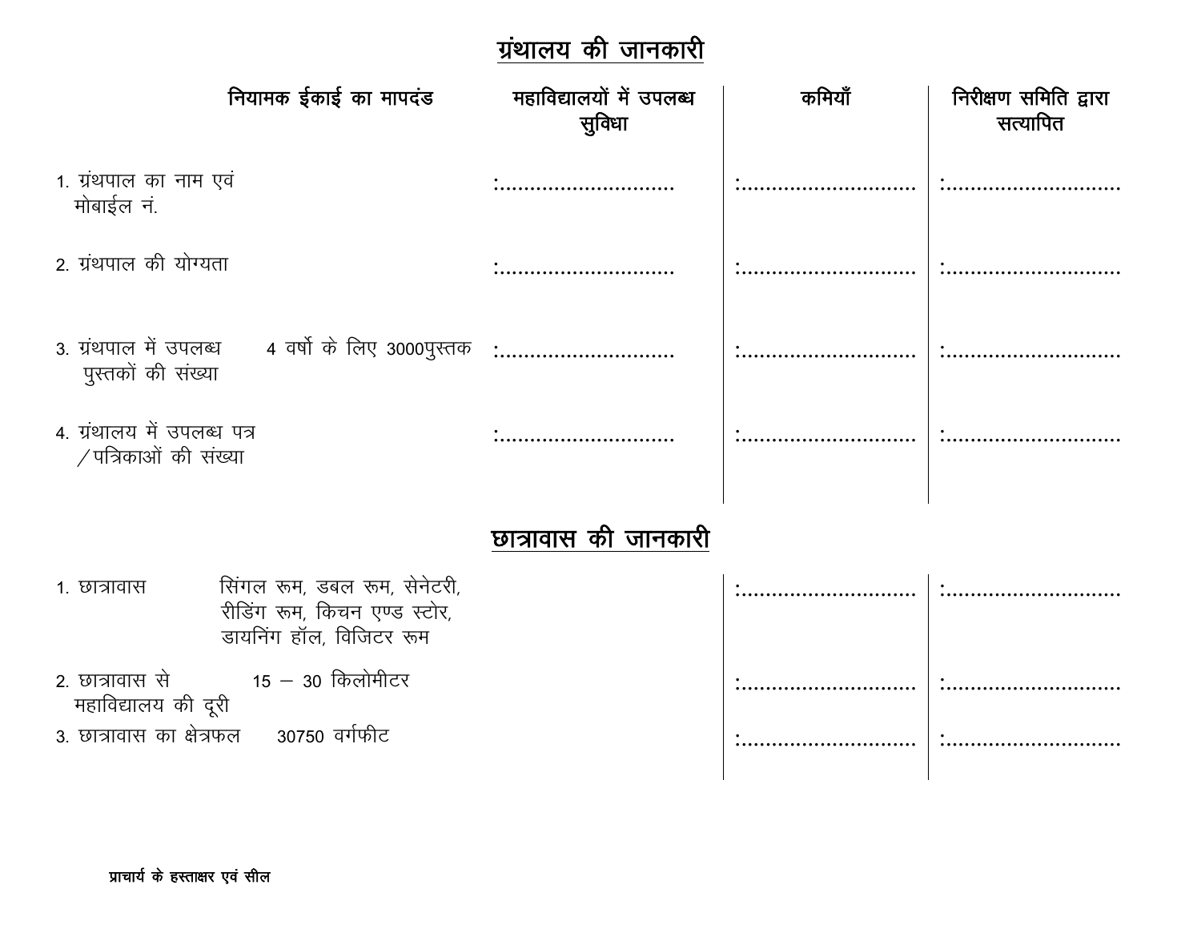## ग्रंथालय की जानकारी

| | नियामक ईकाई का मापदंड | महाविद्यालयों में उपलब्ध सुविधा | कमियाँ | निरीक्षण समिति द्वारा सत्यापित |
|---|---|---|---|---|
| 1. ग्रंथपाल का नाम एवं मोबाईल नं. | | :............................ | :............................ | :............................ |
| 2. ग्रंथपाल की योग्यता | | :............................ | :............................ | :............................ |
| 3. ग्रंथपाल में उपलब्ध पुस्तकों की संख्या | 4 वर्षो के लिए 3000पुस्तक | :............................ | :............................ | :............................ |
| 4. ग्रंथालय में उपलब्ध पत्र /पत्रिकाओं की संख्या | | :............................ | :............................ | :............................ |

## छात्रावास की जानकारी

| | नियामक ईकाई का मापदंड | महाविद्यालयों में उपलब्ध सुविधा | कमियाँ | निरीक्षण समिति द्वारा सत्यापित |
|---|---|---|---|---|
| 1. छात्रावास | सिंगल रूम, डबल रूम, सेनेटरी, रीडिंग रूम, किचन एण्ड स्टोर, डायनिंग हॉल, विजिटर रूम | | :............................ | :............................ |
| 2. छात्रावास से महाविद्यालय की दूरी | 15 – 30 किलोमीटर | | :............................ | :............................ |
| 3. छात्रावास का क्षेत्रफल | 30750 वर्गफीट | | :............................ | :............................ |

**प्राचार्य के हस्ताक्षर एवं सील**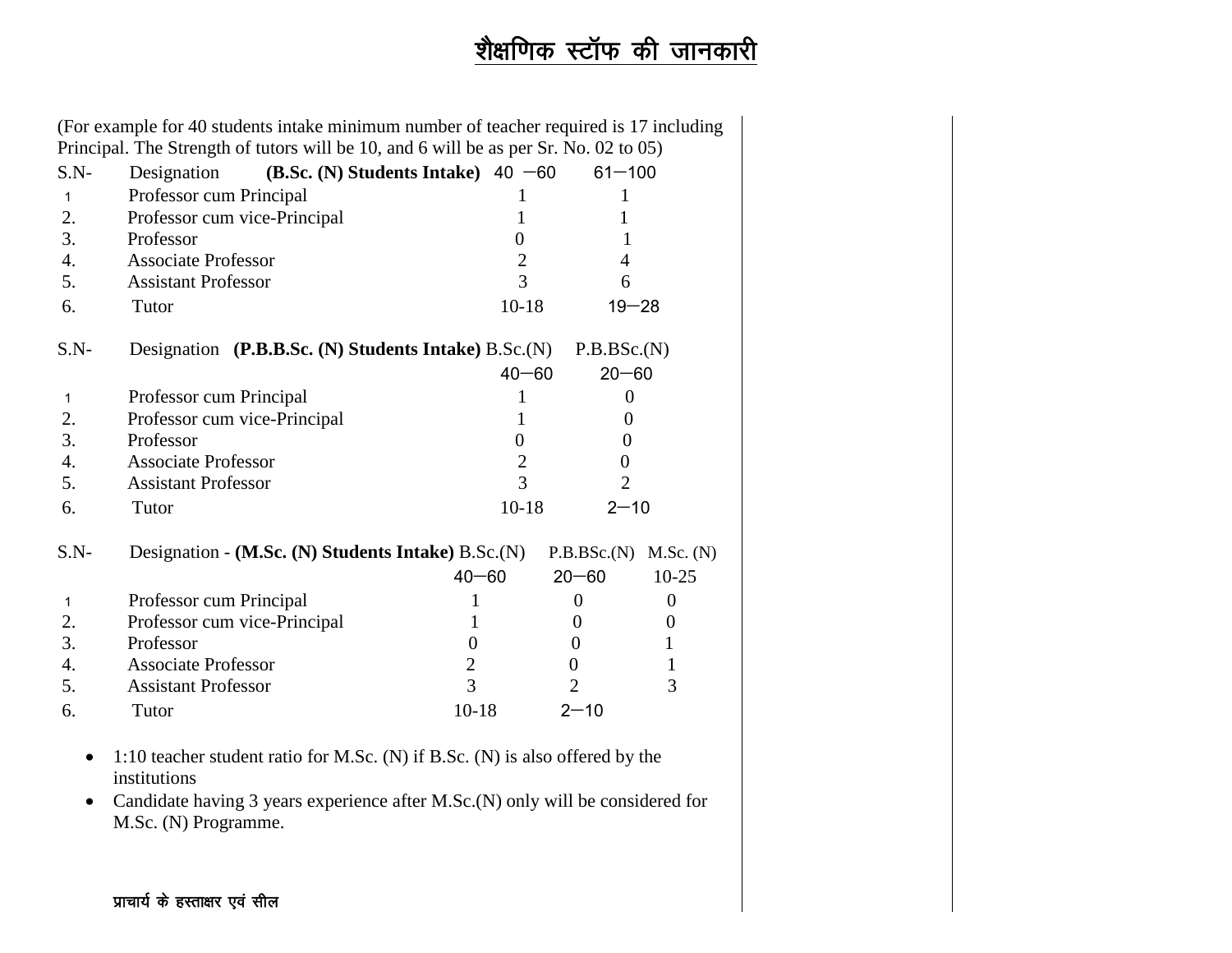# शैक्षणिक स्टॉफ की जानकारी

(For example for 40 students intake minimum number of teacher required is 17 including Principal. The Strength of tutors will be 10, and 6 will be as per Sr. No. 02 to 05)

| S.N- | Designation **(B.Sc. (N) Students Intake)** | 40 –60 | 61–100 |
|---|---|---|---|
| 1 | Professor cum Principal | 1 | 1 |
| 2. | Professor cum vice-Principal | 1 | 1 |
| 3. | Professor | 0 | 1 |
| 4. | Associate Professor | 2 | 4 |
| 5. | Assistant Professor | 3 | 6 |
| 6. | Tutor | 10-18 | 19–28 |

| S.N- | Designation **(P.B.B.Sc. (N) Students Intake)** | B.Sc.(N) | P.B.BSc.(N) |
|---|---|---|---|
| | | 40–60 | 20–60 |
| 1 | Professor cum Principal | 1 | 0 |
| 2. | Professor cum vice-Principal | 1 | 0 |
| 3. | Professor | 0 | 0 |
| 4. | Associate Professor | 2 | 0 |
| 5. | Assistant Professor | 3 | 2 |
| 6. | Tutor | 10-18 | 2–10 |

| S.N- | Designation - **(M.Sc. (N) Students Intake)** | B.Sc.(N) | P.B.BSc.(N) | M.Sc. (N) |
|---|---|---|---|---|
| | | 40–60 | 20–60 | 10-25 |
| 1 | Professor cum Principal | 1 | 0 | 0 |
| 2. | Professor cum vice-Principal | 1 | 0 | 0 |
| 3. | Professor | 0 | 0 | 1 |
| 4. | Associate Professor | 2 | 0 | 1 |
| 5. | Assistant Professor | 3 | 2 | 3 |
| 6. | Tutor | 10-18 | 2–10 | |

- 1:10 teacher student ratio for M.Sc. (N) if B.Sc. (N) is also offered by the institutions
- Candidate having 3 years experience after M.Sc.(N) only will be considered for M.Sc. (N) Programme.

प्राचार्य के हस्ताक्षर एवं सील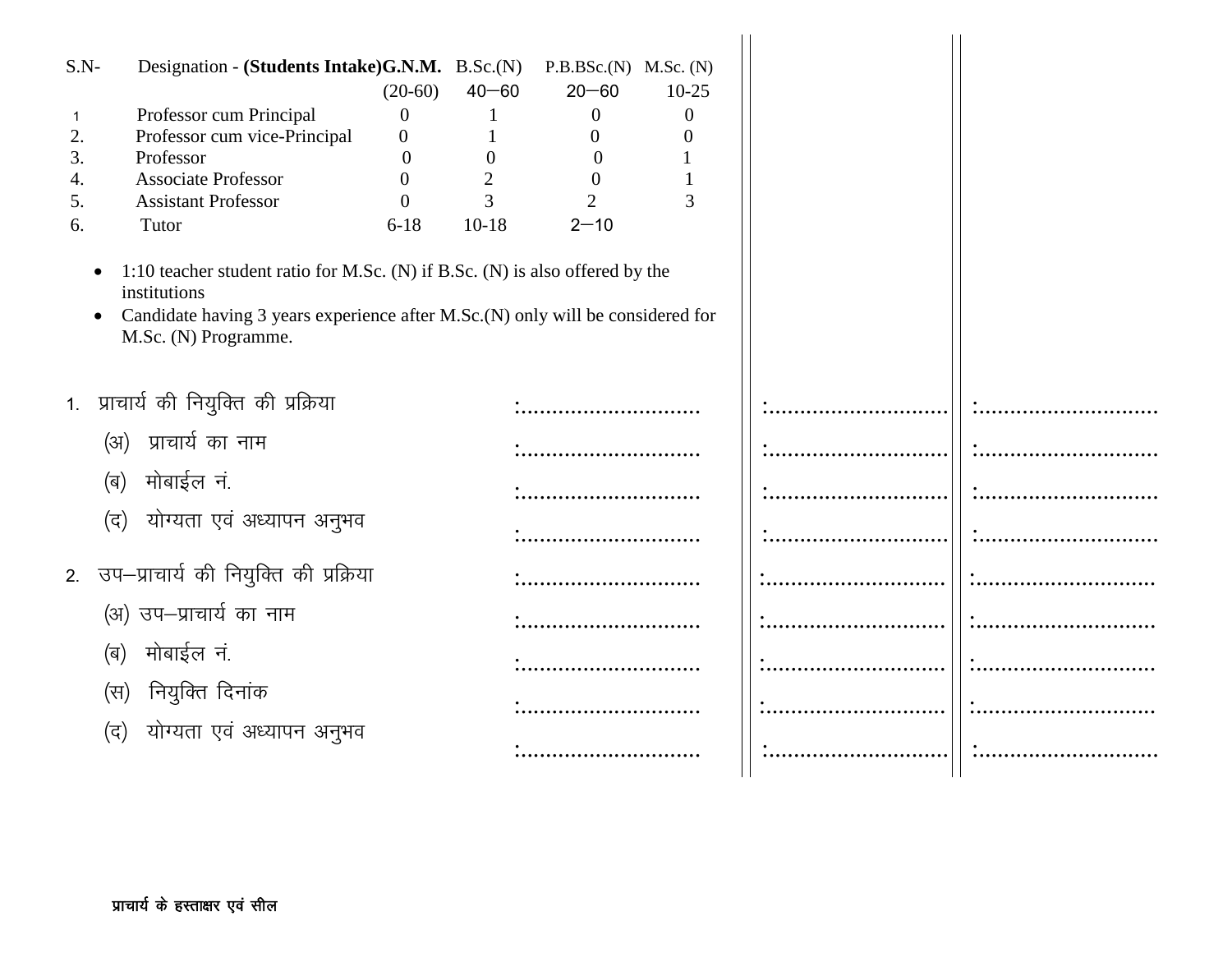| S.N- | Designation - **(Students Intake)** | **G.N.M.** (20-60) | B.Sc.(N) 40—60 | P.B.BSc.(N) 20—60 | M.Sc. (N) 10-25 |
|---|---|---|---|---|---|
| 1 | Professor cum Principal | 0 | 1 | 0 | 0 |
| 2. | Professor cum vice-Principal | 0 | 1 | 0 | 0 |
| 3. | Professor | 0 | 0 | 0 | 1 |
| 4. | Associate Professor | 0 | 2 | 0 | 1 |
| 5. | Assistant Professor | 0 | 3 | 2 | 3 |
| 6. | Tutor | 6-18 | 10-18 | 2—10 | |

- 1:10 teacher student ratio for M.Sc. (N) if B.Sc. (N) is also offered by the institutions
- Candidate having 3 years experience after M.Sc.(N) only will be considered for M.Sc. (N) Programme.

| | | | |
|---|---|---|---|
| 1. प्राचार्य की नियुक्ति की प्रक्रिया | :............................ | :............................ | :............................ |
| (अ) प्राचार्य का नाम | :............................ | :............................ | :............................ |
| (ब) मोबाईल नं. | :............................ | :............................ | :............................ |
| (द) योग्यता एवं अध्यापन अनुभव | :............................ | :............................ | :............................ |
| 2. उप–प्राचार्य की नियुक्ति की प्रक्रिया | :............................ | :............................ | :............................ |
| (अ) उप–प्राचार्य का नाम | :............................ | :............................ | :............................ |
| (ब) मोबाईल नं. | :............................ | :............................ | :............................ |
| (स) नियुक्ति दिनांक | :............................ | :............................ | :............................ |
| (द) योग्यता एवं अध्यापन अनुभव | :............................ | :............................ | :............................ |

**प्राचार्य के हस्ताक्षर एवं सील**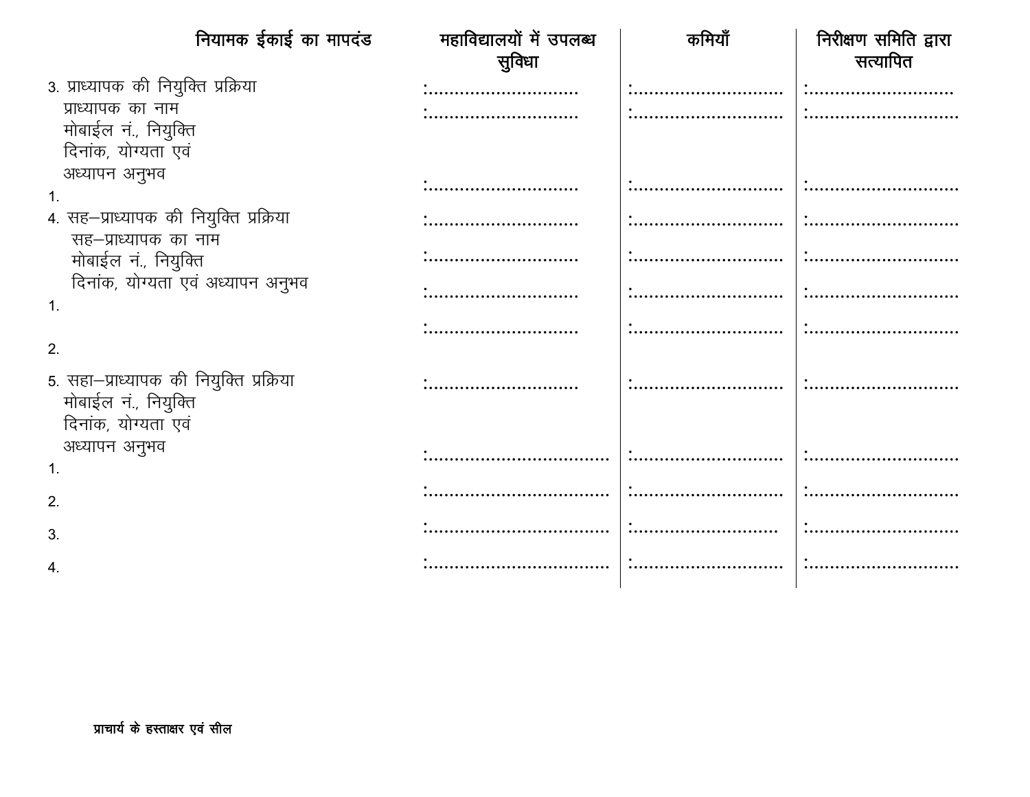| नियामक ईकाई का मापदंड | महाविद्यालयों में उपलब्ध सुविधा | कमियाँ | निरीक्षण समिति द्वारा सत्यापित |
| --- | --- | --- | --- |
| 3. प्राध्यापक की नियुक्ति प्रक्रिया | :............................ | :............................ | :............................ |
| प्राध्यापक का नाम मोबाईल नं., नियुक्ति दिनांक, योग्यता एवं अध्यापन अनुभव | :............................ | :............................ | :............................ |
| 1. | :............................ | :............................ | :............................ |
| 4. सह–प्राध्यापक की नियुक्ति प्रक्रिया | :............................ | :............................ | :............................ |
| सह–प्राध्यापक का नाम मोबाईल नं., नियुक्ति दिनांक, योग्यता एवं अध्यापन अनुभव | :............................ | :............................ | :............................ |
| 1. | :............................ | :............................ | :............................ |
| 2. | :............................ | :............................ | :............................ |
| 5. सहा–प्राध्यापक की नियुक्ति प्रक्रिया मोबाईल नं., नियुक्ति दिनांक, योग्यता एवं अध्यापन अनुभव | :............................ | :............................ | :............................ |
| 1. | :.................................. | :............................ | :............................ |
| 2. | :.................................. | :............................ | :............................ |
| 3. | :.................................. | :............................ | :............................ |
| 4. | :.................................. | :............................ | :............................ |

**प्राचार्य के हस्ताक्षर एवं सील**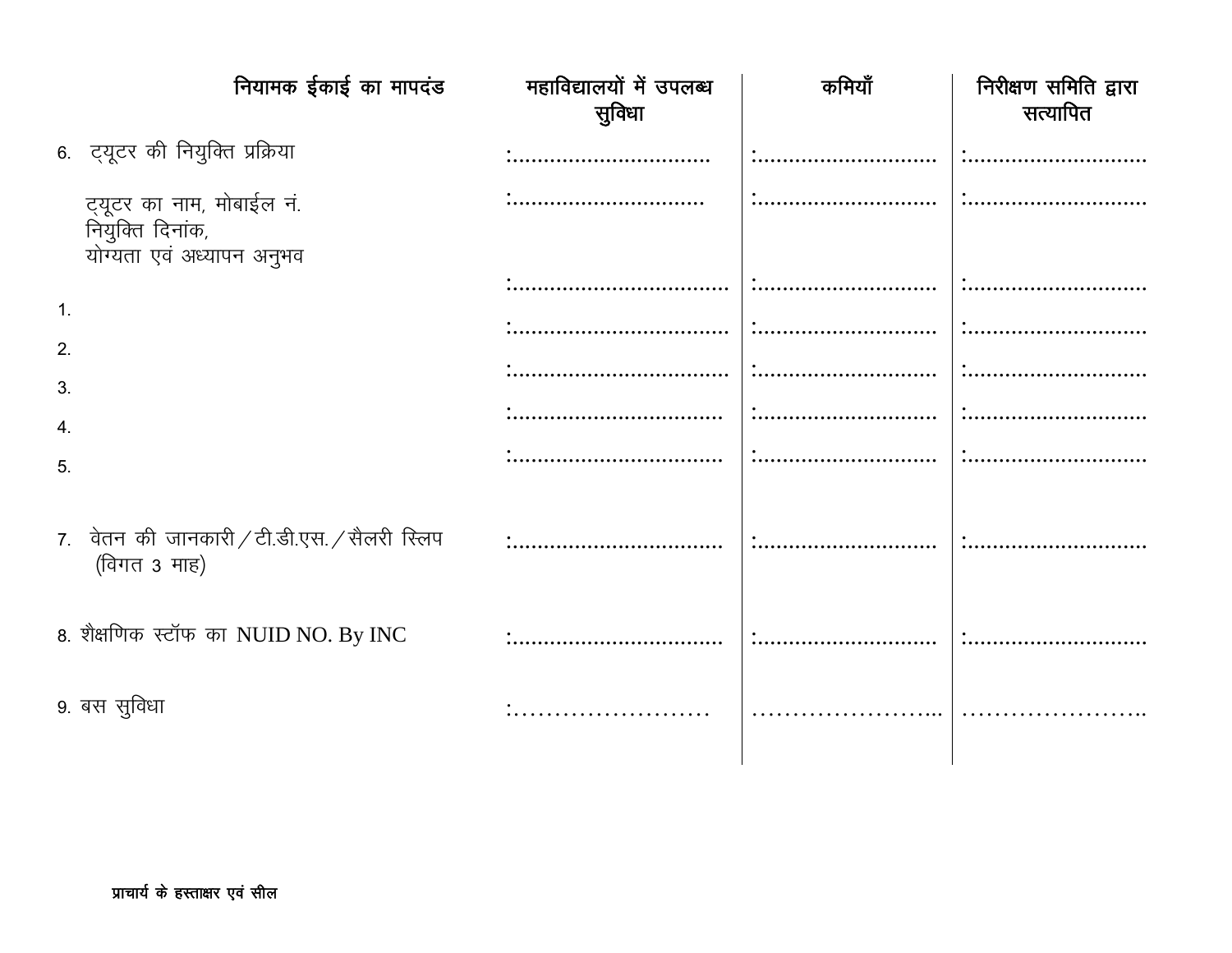| नियामक ईकाई का मापदंड | महाविद्यालयों में उपलब्ध सुविधा | कमियाँ | निरीक्षण समिति द्वारा सत्यापित |
|---|---|---|---|
| 6. ट्यूटर की नियुक्ति प्रक्रिया | :............................... | :............................ | :............................ |
| ट्यूटर का नाम, मोबाईल नं. नियुक्ति दिनांक, योग्यता एवं अध्यापन अनुभव | :.............................. | :............................ | :............................ |
| | :................................. | :............................ | :............................ |
| 1. | :................................. | :............................ | :............................ |
| 2. | :................................. | :............................ | :............................ |
| 3. | :................................ | :............................ | :............................ |
| 4. | :................................ | :............................ | :............................ |
| 5. | | | |
| 7. वेतन की जानकारी / टी.डी.एस. / सैलरी स्लिप (विगत 3 माह) | :................................ | :............................ | :............................ |
| 8. शैक्षणिक स्टॉफ का NUID NO. By INC | :................................ | :............................ | :............................ |
| 9. बस सुविधा | :…………………… | ………………….. | ………………….. |

प्राचार्य के हस्ताक्षर एवं सील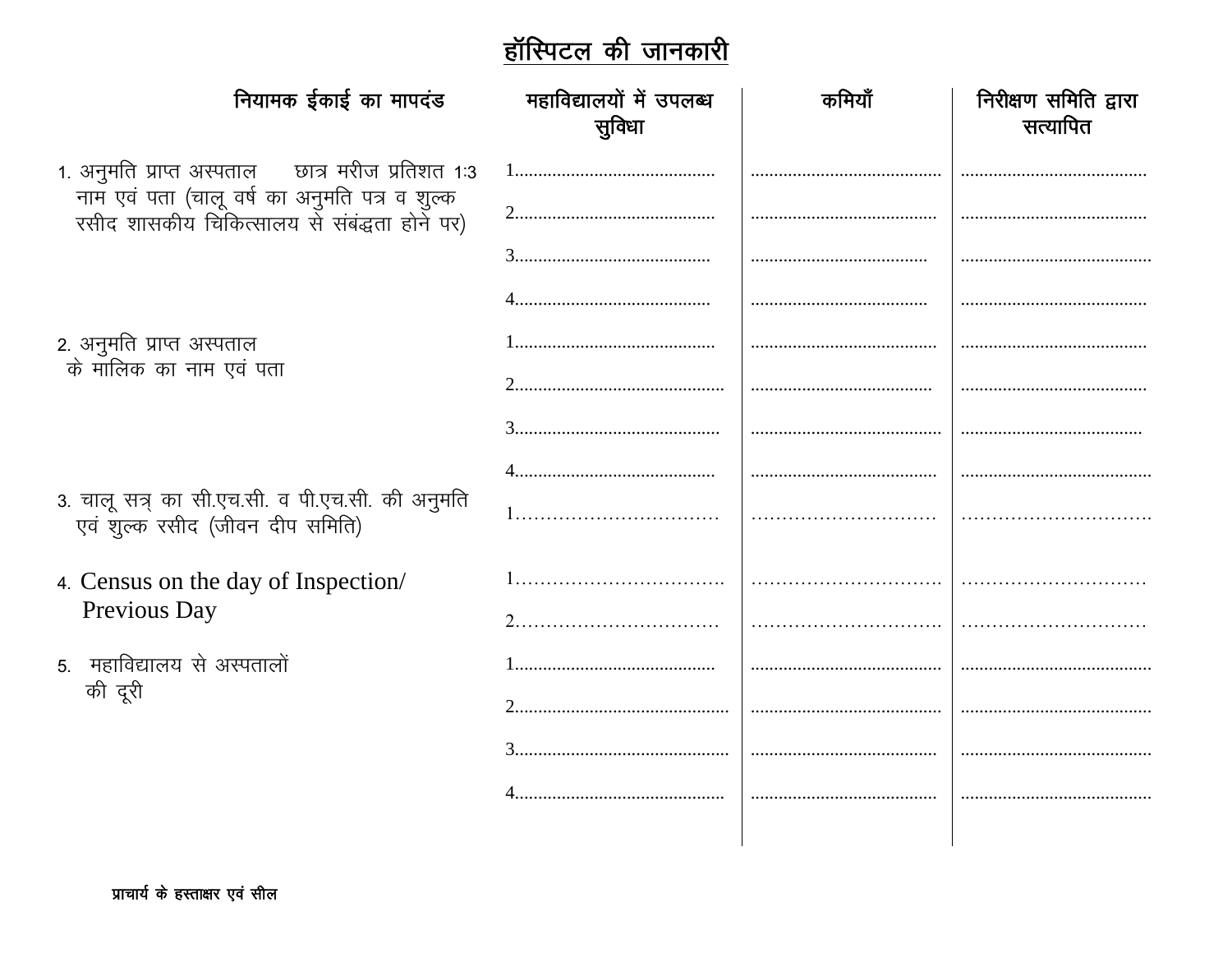# हॉस्पिटल की जानकारी

| नियामक ईकाई का मापदंड | महाविद्यालयों में उपलब्ध सुविधा | कमियाँ | निरीक्षण समिति द्वारा सत्यापित |
|---|---|---|---|
| 1. अनुमति प्राप्त अस्पताल छात्र मरीज प्रतिशत 1:3 नाम एवं पता (चालू वर्ष का अनुमति पत्र व शुल्क रसीद शासकीय चिकित्सालय से संबंद्धता होने पर) | 1.......................................... | ........................................ | ........................................ |
| | 2.......................................... | ........................................ | ........................................ |
| | 3.......................................... | ........................................ | ........................................ |
| | 4.......................................... | ........................................ | ........................................ |
| 2. अनुमति प्राप्त अस्पताल के मालिक का नाम एवं पता | 1.......................................... | ........................................ | ........................................ |
| | 2.......................................... | ........................................ | ........................................ |
| | 3.......................................... | ........................................ | ........................................ |
| | 4.......................................... | ........................................ | ........................................ |
| 3. चालू सत्र का सी.एच.सी. व पी.एच.सी. की अनुमति एवं शुल्क रसीद (जीवन दीप समिति) | 1…………………………… | ………………………… | ………………………. |
| 4. Census on the day of Inspection/ Previous Day | 1……………………………. | …………………………. | ………………………… |
| | 2…………………………… | …………………………. | ………………………… |
| 5. महाविद्यालय से अस्पतालों की दूरी | 1.......................................... | ........................................ | ........................................ |
| | 2.......................................... | ........................................ | ........................................ |
| | 3.......................................... | ........................................ | ........................................ |
| | 4.......................................... | ........................................ | ........................................ |

प्राचार्य के हस्ताक्षर एवं सील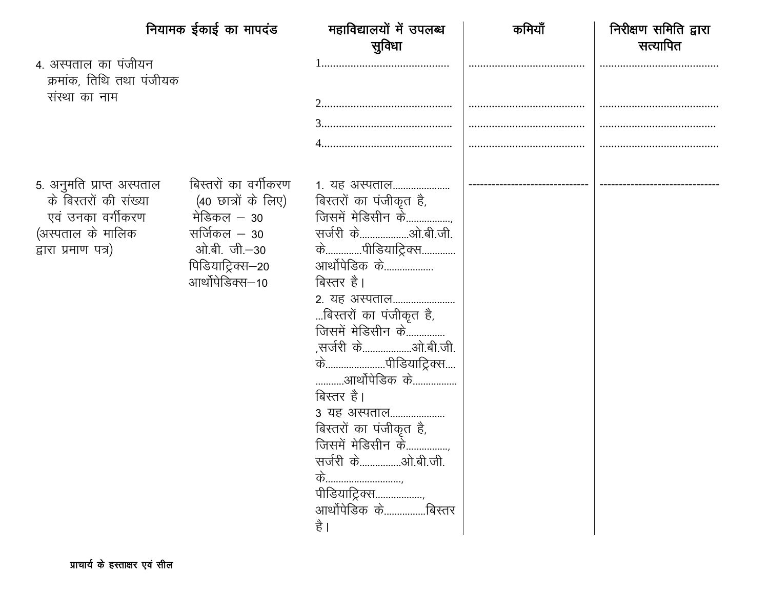| नियामक ईकाई का मापदंड | | महाविद्यालयों में उपलब्ध सुविधा | कमियाँ | निरीक्षण समिति द्वारा सत्यापित |
|---|---|---|---|---|
| 4. अस्पताल का पंजीयन क्रमांक, तिथि तथा पंजीयक संस्था का नाम | | 1.............................................<br>2.............................................<br>3.............................................<br>4............................................. | ........................................<br>........................................<br>........................................<br>........................................ | ........................................<br>........................................<br>........................................<br>........................................ |
| 5. अनुमति प्राप्त अस्पताल के बिस्तरों की संख्या एवं उनका वर्गीकरण (अस्पताल के मालिक द्वारा प्रमाण पत्र) | बिस्तरों का वर्गीकरण (40 छात्रों के लिए)<br>मेडिकल – 30<br>सर्जिकल – 30<br>ओ.बी. जी.–30<br>पिडियाट्रिक्स–20<br>आर्थोपेडिक्स–10 | 1. यह अस्पताल...................... बिस्तरों का पंजीकृत है, जिसमें मेडिसीन के................., सर्जरी के...................ओ.बी.जी. के..............पीडियाट्रिक्स............ आर्थोपेडिक के.................. बिस्तर है।<br>2. यह अस्पताल...........................बिस्तरों का पंजीकृत है, जिसमें मेडिसीन के.............. ,सर्जरी के...................ओ.बी.जी. के.......................पीडियाट्रिक्स...............आर्थोपेडिक के................ बिस्तर है।<br>3 यह अस्पताल..................... बिस्तरों का पंजीकृत है, जिसमें मेडिसीन के................, सर्जरी के................ओ.बी.जी. के............................., पीडियाट्रिक्स.................., आर्थोपेडिक के................बिस्तर है। | ------------------------------- | ------------------------------- |

प्राचार्य के हस्ताक्षर एवं सील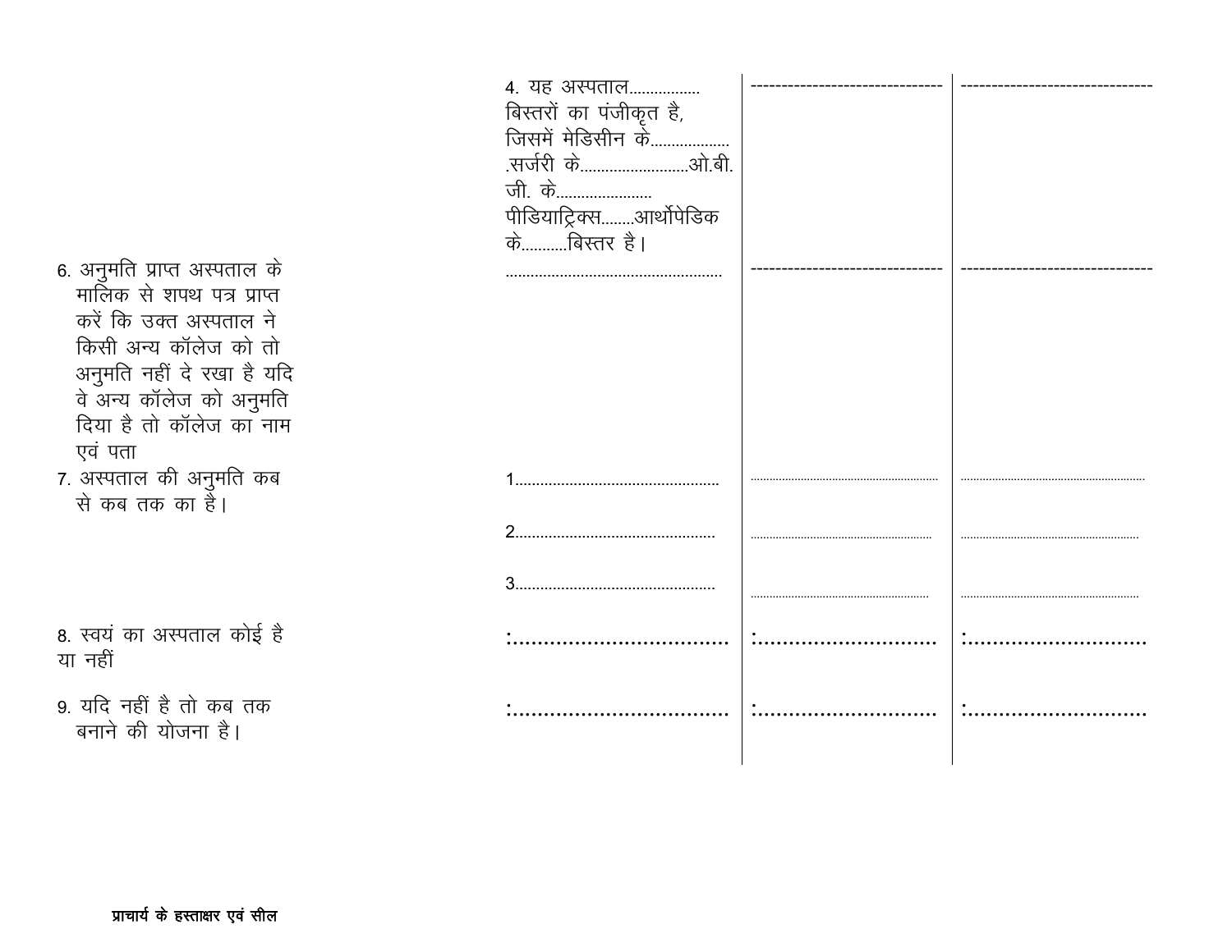| | | | |
|---|---|---|---|
| | 4. यह अस्पताल................. बिस्तरों का पंजीकृत है, जिसमें मेडिसीन के.................. .सर्जरी के.........................ओ.बी. जी. के...................... पीडियाट्रिक्स........आर्थोपेडिक के...........बिस्तर है। | ------------------------------ | ------------------------------ |
| 6. अनुमति प्राप्त अस्पताल के मालिक से शपथ पत्र प्राप्त करें कि उक्त अस्पताल ने किसी अन्य कॉलेज को तो अनुमति नहीं दे रखा है यदि वे अन्य कॉलेज को अनुमति दिया है तो कॉलेज का नाम एवं पता | .................................................... | ------------------------------ | ------------------------------ |
| 7. अस्पताल की अनुमति कब से कब तक का है। | 1................................................ | ............................................................ | ............................................................ |
| | 2................................................ | ............................................................ | ............................................................ |
| | 3................................................ | ............................................................ | ............................................................ |
| 8. स्वयं का अस्पताल कोई है या नहीं | :.................................. | :............................ | :............................ |
| 9. यदि नहीं है तो कब तक बनाने की योजना है। | :.................................. | :............................ | :............................ |

**प्राचार्य के हस्ताक्षर एवं सील**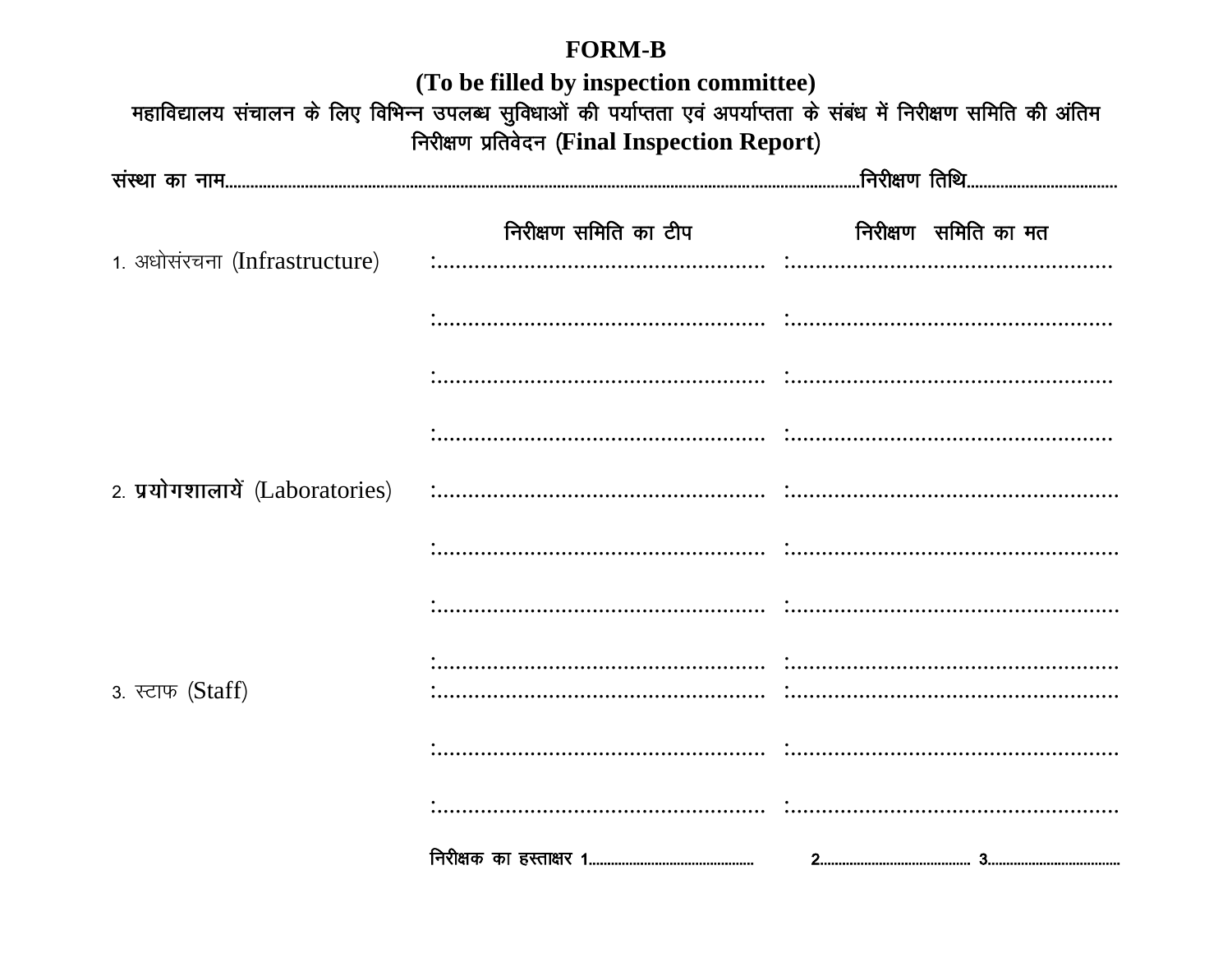# FORM-B

**(To be filled by inspection committee)**

**महाविद्यालय संचालन के लिए विभिन्न उपलब्ध सुविधाओं की पर्याप्तता एवं अपर्याप्तता के संबंध में निरीक्षण समिति की अंतिम निरीक्षण प्रतिवेदन (Final Inspection Report)**

**संस्था का नाम**................................................................................................................................................**निरीक्षण तिथि**....................................

| | निरीक्षण समिति का टीप | निरीक्षण समिति का मत |
|---|---|---|
| 1. अधोसंरचना (Infrastructure) | :.................................................... | :.................................................... |
| | :.................................................... | :.................................................... |
| | :.................................................... | :.................................................... |
| | :.................................................... | :.................................................... |
| 2. प्रयोगशालायें (Laboratories) | :.................................................... | :.................................................... |
| | :.................................................... | :.................................................... |
| | :.................................................... | :.................................................... |
| | :.................................................... | :.................................................... |
| 3. स्टाफ (Staff) | :.................................................... | :.................................................... |
| | :.................................................... | :.................................................... |
| | :.................................................... | :.................................................... |

**निरीक्षक का हस्ताक्षर 1**.............................................. **2**........................................ **3**...................................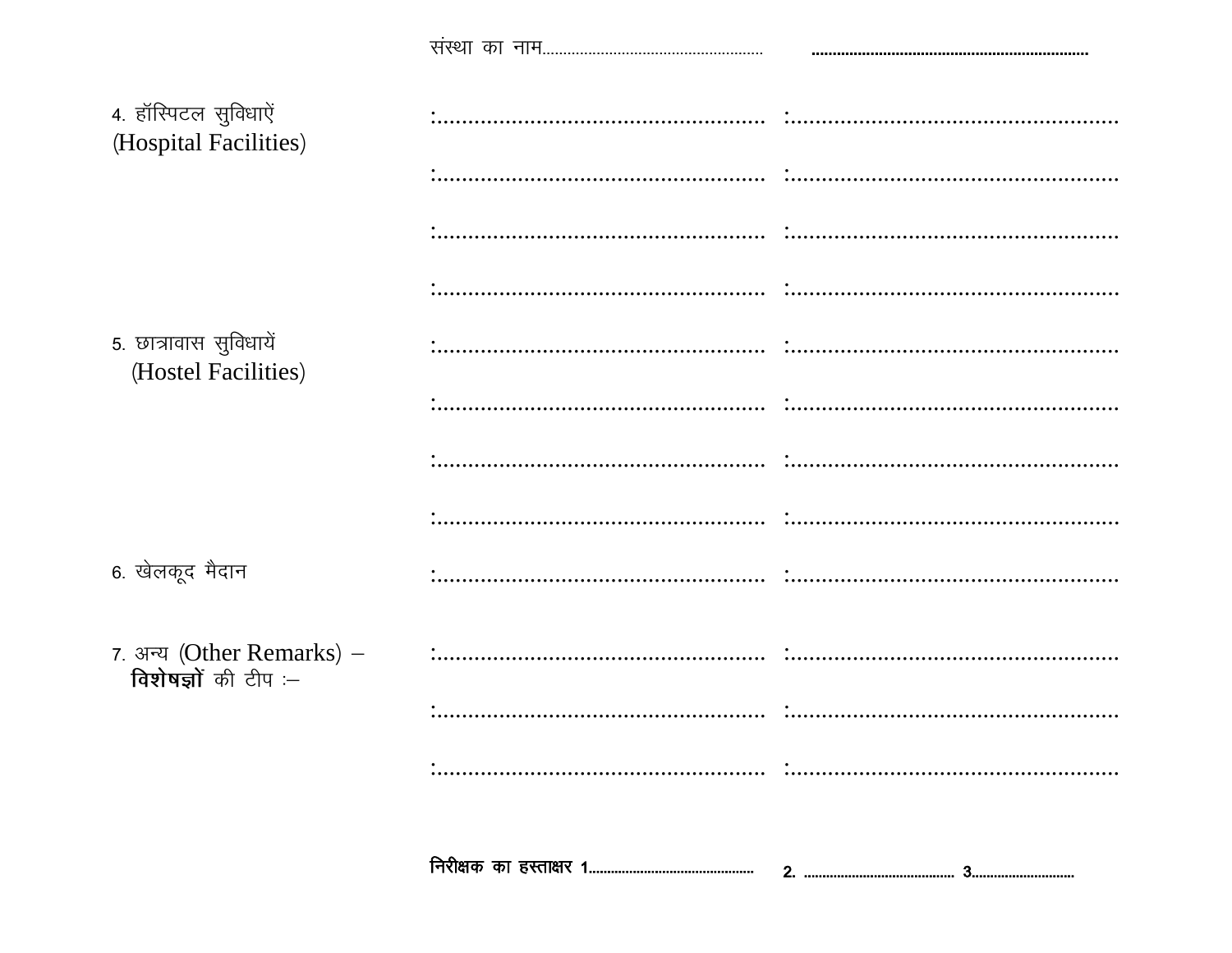संस्था का नाम.................................................... ..................................................................

| | | |
|---|---|---|
| 4. हॉस्पिटल सुविधाऐं (Hospital Facilities) | :.................................................... | :.................................................... |
| | :.................................................... | :.................................................... |
| | :.................................................... | :.................................................... |
| | :.................................................... | :.................................................... |
| 5. छात्रावास सुविधायें (Hostel Facilities) | :.................................................... | :.................................................... |
| | :.................................................... | :.................................................... |
| | :.................................................... | :.................................................... |
| | :.................................................... | :.................................................... |
| 6. खेलकूद मैदान | :.................................................... | :.................................................... |
| 7. अन्य (Other Remarks) – **विशेषज्ञों** की टीप :– | :.................................................... | :.................................................... |
| | :.................................................... | :.................................................... |
| | :.................................................... | :.................................................... |

**निरीक्षक का हस्ताक्षर 1............................................ 2. ........................................ 3............................**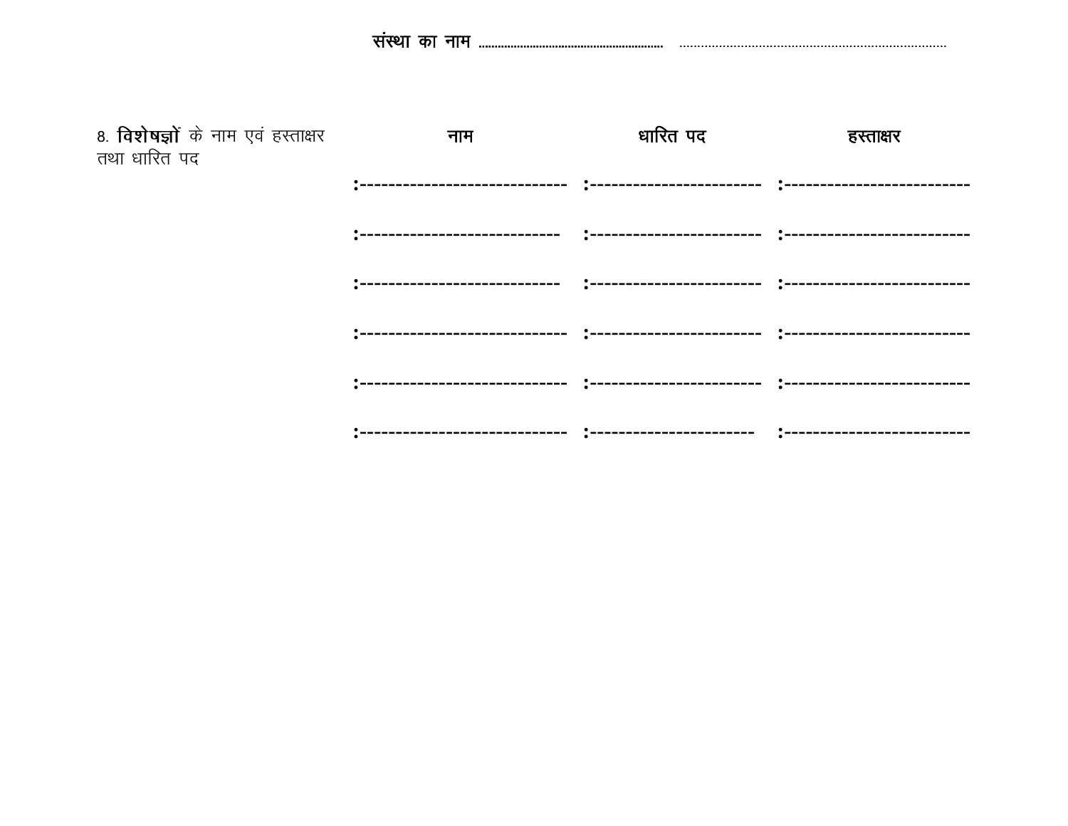**संस्था का नाम** ............................................................ ...........................................................................

8. **विशेषज्ञों** के नाम एवं हस्ताक्षर तथा धारित पद

| **नाम** | **धारित पद** | **हस्ताक्षर** |
|---|---|---|
| :----------------------------- | :------------------------ | :-------------------------- |
| :---------------------------- | :------------------------ | :-------------------------- |
| :---------------------------- | :------------------------ | :-------------------------- |
| :----------------------------- | :------------------------ | :-------------------------- |
| :----------------------------- | :------------------------ | :-------------------------- |
| :----------------------------- | :----------------------- | :-------------------------- |